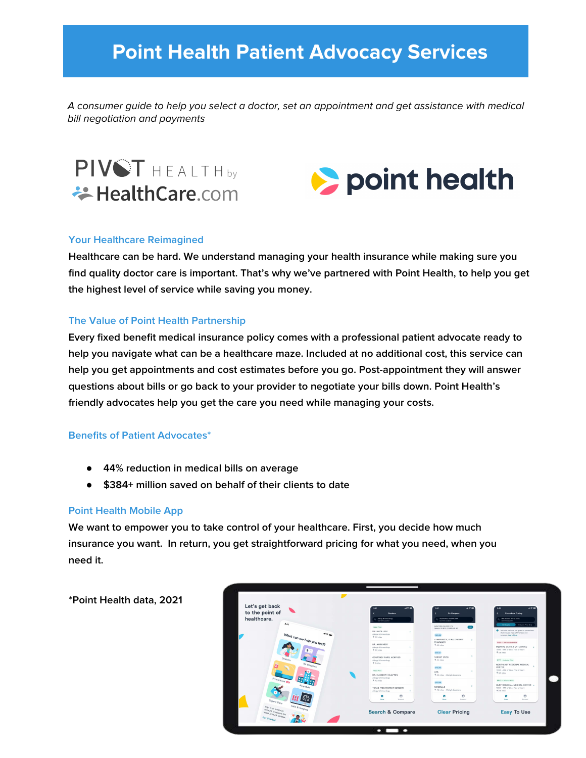# Point Health Patient Advocacy Services

*A consumer guide to help you select a doctor, set an appointment and get assistance with medical bill negotiation and payments*

## Your Healthcare Reimagined

Healthcare can be hard. We understand managing your health insurance while making sure you find quality doctor care is important. That's why we've partnered with Point Health, to help you get the highest level of service while saving you money.

## The Value of Point Health Partnership

Every fixed benefit medical insurance policy comes with a professional patient advocate ready to help you navigate what can be a healthcare maze. Included at no additional cost, this service can help you get appointments and cost estimates before you go. Post-appointment they will answer questions about bills or go back to your provider to negotiate your bills down. Point Health's friendly advocates help you get the care you need while managing your costs.

## Benefits of Patient Advocates*

- 44% reduction in medical bills on average
- $384+ million saved on behalf of their clients to date

## Point Health Mobile App

We want to empower you to take control of your healthcare. First, you decide how much insurance you want. In return, you get straightforward pricing for what you need, when you need it.

*Point Health data, 2021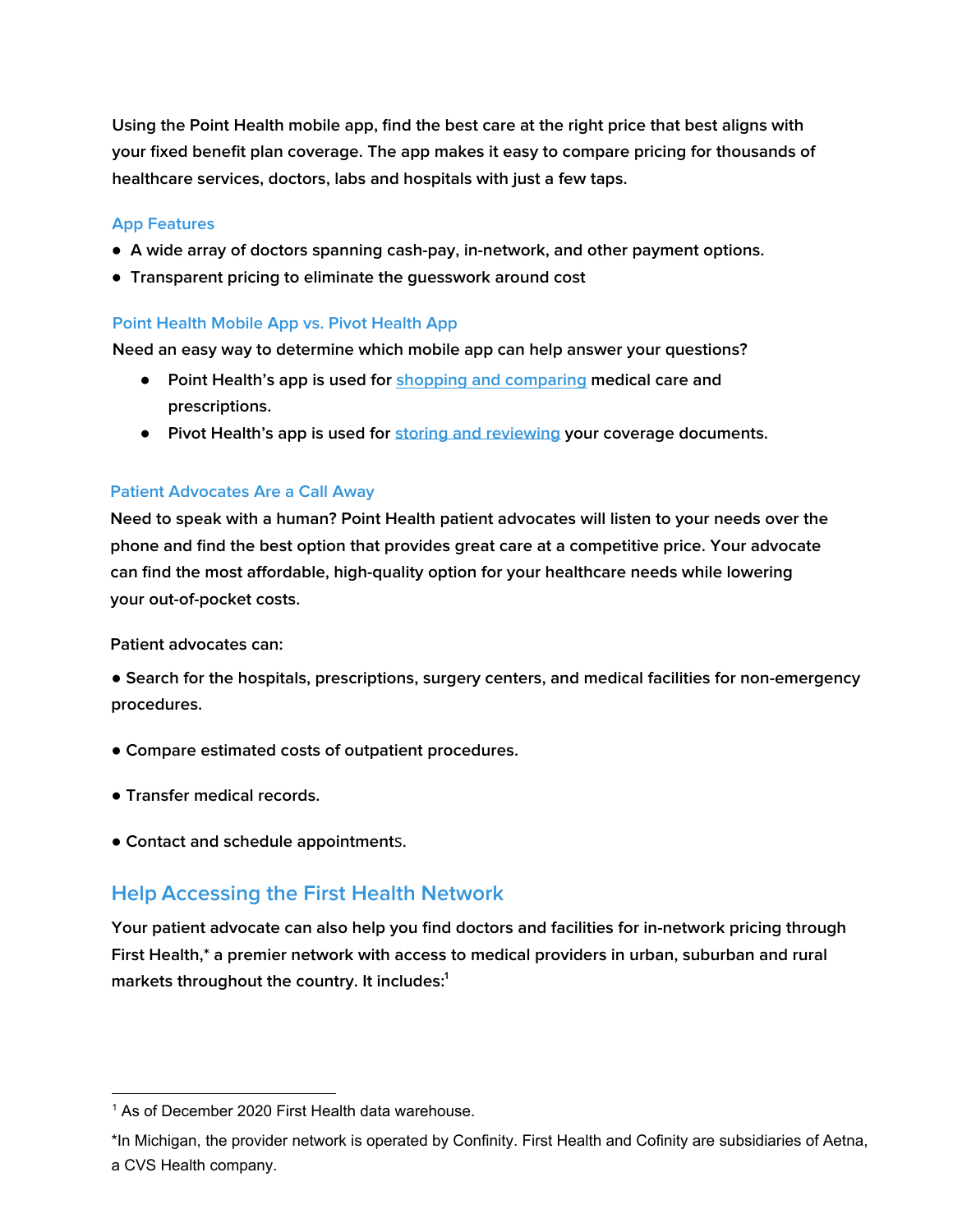Using the Point Health mobile app, find the best care at the right price that best aligns with your fixed benefit plan coverage. The app makes it easy to compare pricing for thousands of healthcare services, doctors, labs and hospitals with just a few taps.

### App Features

- A wide array of doctors spanning cash-pay, in-network, and other payment options.
- Transparent pricing to eliminate the guesswork around cost

### Point Health Mobile App vs. Pivot Health App

Need an easy way to determine which mobile app can help answer your questions?

- Point Health's app is used for shopping and comparing medical care and prescriptions.
- Pivot Health's app is used for storing and reviewing your coverage documents.

### Patient Advocates Are a Call Away

Need to speak with a human? Point Health patient advocates will listen to your needs over the phone and find the best option that provides great care at a competitive price. Your advocate can find the most affordable, high-quality option for your healthcare needs while lowering your out-of-pocket costs.

Patient advocates can:

- Search for the hospitals, prescriptions, surgery centers, and medical facilities for non-emergency procedures.
- Compare estimated costs of outpatient procedures.
- Transfer medical records.
- Contact and schedule appointments.

## Help Accessing the First Health Network

Your patient advocate can also help you find doctors and facilities for in-network pricing through First Health,* a premier network with access to medical providers in urban, suburban and rural markets throughout the country. It includes:[1]

---

[1] As of December 2020 First Health data warehouse.

*In Michigan, the provider network is operated by Cofinity. First Health and Cofinity are subsidiaries of Aetna, a CVS Health company.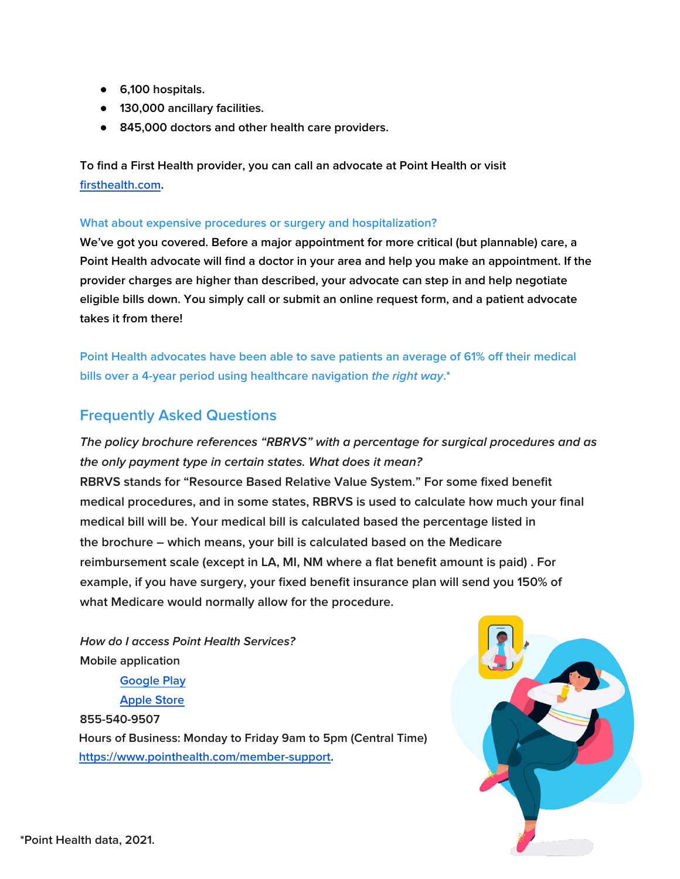- 6,100 hospitals.
- 130,000 ancillary facilities.
- 845,000 doctors and other health care providers.

To find a First Health provider, you can call an advocate at Point Health or visit [firsthealth.com](firsthealth.com).

### What about expensive procedures or surgery and hospitalization?

We've got you covered. Before a major appointment for more critical (but plannable) care, a Point Health advocate will find a doctor in your area and help you make an appointment. If the provider charges are higher than described, your advocate can step in and help negotiate eligible bills down. You simply call or submit an online request form, and a patient advocate takes it from there!

Point Health advocates have been able to save patients an average of 61% off their medical bills over a 4-year period using healthcare navigation *the right way*.*

## Frequently Asked Questions

*The policy brochure references "RBRVS" with a percentage for surgical procedures and as the only payment type in certain states. What does it mean?*

RBRVS stands for "Resource Based Relative Value System." For some fixed benefit medical procedures, and in some states, RBRVS is used to calculate how much your final medical bill will be. Your medical bill is calculated based the percentage listed in the brochure – which means, your bill is calculated based on the Medicare reimbursement scale (except in LA, MI, NM where a flat benefit amount is paid) . For example, if you have surgery, your fixed benefit insurance plan will send you 150% of what Medicare would normally allow for the procedure.

*How do I access Point Health Services?*

Mobile application

- Google Play
- Apple Store

855-540-9507

Hours of Business: Monday to Friday 9am to 5pm (Central Time)

https://www.pointhealth.com/member-support.

*Point Health data, 2021.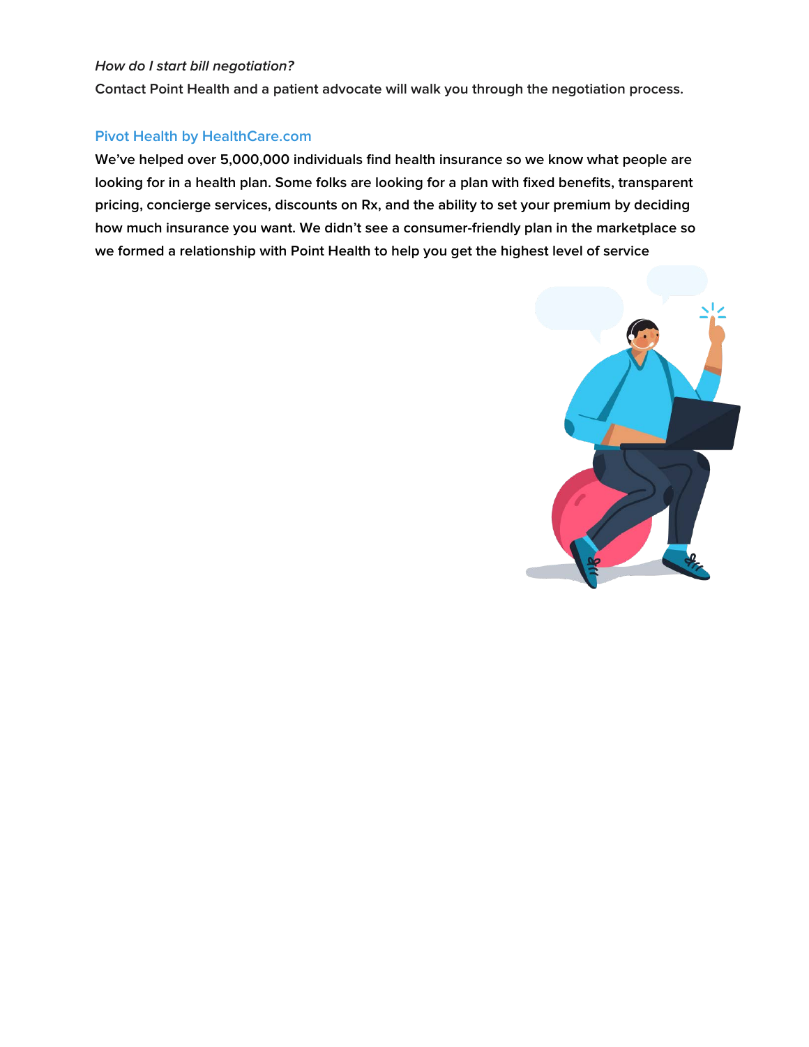*How do I start bill negotiation?*

Contact Point Health and a patient advocate will walk you through the negotiation process.

## Pivot Health by HealthCare.com

We've helped over 5,000,000 individuals find health insurance so we know what people are looking for in a health plan. Some folks are looking for a plan with fixed benefits, transparent pricing, concierge services, discounts on Rx, and the ability to set your premium by deciding how much insurance you want. We didn't see a consumer-friendly plan in the marketplace so we formed a relationship with Point Health to help you get the highest level of service